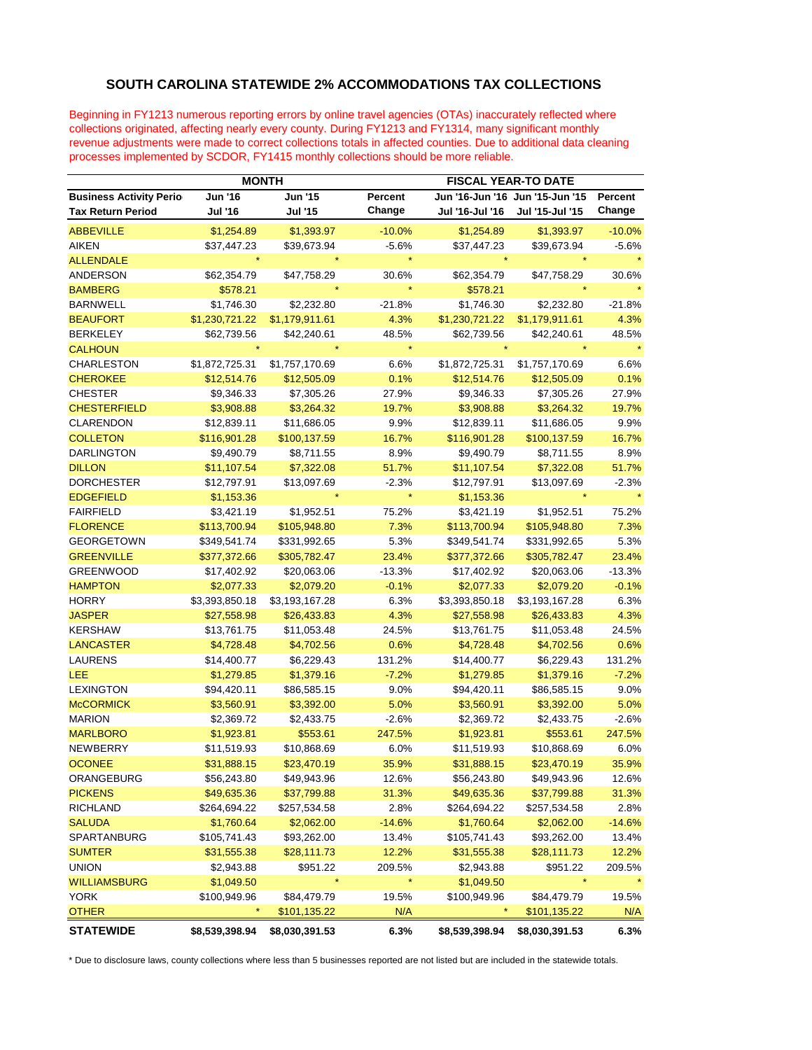## SOUTH CAROLINA STATEWIDE 2% ACCOMMODATIONS TAX COLLECTIONS

Beginning in FY1213 numerous reporting errors by online travel agencies (OTAs) inaccurately reflected where collections originated, affecting nearly every county. During FY1213 and FY1314, many significant monthly revenue adjustments were made to correct collections totals in affected counties. Due to additional data cleaning processes implemented by SCDOR, FY1415 monthly collections should be more reliable.

| | MONTH | | | FISCAL YEAR-TO DATE | | |
|---|---|---|---|---|---|---|
| **Business Activity Perio** | **Jun '16** | **Jun '15** | **Percent** | **Jun '16-Jun '16** | **Jun '15-Jun '15** | **Percent** |
| **Tax Return Period** | **Jul '16** | **Jul '15** | **Change** | **Jul '16-Jul '16** | **Jul '15-Jul '15** | **Change** |
| ABBEVILLE | $1,254.89 | $1,393.97 | -10.0% | $1,254.89 | $1,393.97 | -10.0% |
| AIKEN | $37,447.23 | $39,673.94 | -5.6% | $37,447.23 | $39,673.94 | -5.6% |
| ALLENDALE | * | * | * | * | * | * |
| ANDERSON | $62,354.79 | $47,758.29 | 30.6% | $62,354.79 | $47,758.29 | 30.6% |
| BAMBERG | $578.21 | * | * | $578.21 | * | * |
| BARNWELL | $1,746.30 | $2,232.80 | -21.8% | $1,746.30 | $2,232.80 | -21.8% |
| BEAUFORT | $1,230,721.22 | $1,179,911.61 | 4.3% | $1,230,721.22 | $1,179,911.61 | 4.3% |
| BERKELEY | $62,739.56 | $42,240.61 | 48.5% | $62,739.56 | $42,240.61 | 48.5% |
| CALHOUN | * | * | * | * | * | * |
| CHARLESTON | $1,872,725.31 | $1,757,170.69 | 6.6% | $1,872,725.31 | $1,757,170.69 | 6.6% |
| CHEROKEE | $12,514.76 | $12,505.09 | 0.1% | $12,514.76 | $12,505.09 | 0.1% |
| CHESTER | $9,346.33 | $7,305.26 | 27.9% | $9,346.33 | $7,305.26 | 27.9% |
| CHESTERFIELD | $3,908.88 | $3,264.32 | 19.7% | $3,908.88 | $3,264.32 | 19.7% |
| CLARENDON | $12,839.11 | $11,686.05 | 9.9% | $12,839.11 | $11,686.05 | 9.9% |
| COLLETON | $116,901.28 | $100,137.59 | 16.7% | $116,901.28 | $100,137.59 | 16.7% |
| DARLINGTON | $9,490.79 | $8,711.55 | 8.9% | $9,490.79 | $8,711.55 | 8.9% |
| DILLON | $11,107.54 | $7,322.08 | 51.7% | $11,107.54 | $7,322.08 | 51.7% |
| DORCHESTER | $12,797.91 | $13,097.69 | -2.3% | $12,797.91 | $13,097.69 | -2.3% |
| EDGEFIELD | $1,153.36 | * | * | $1,153.36 | * | * |
| FAIRFIELD | $3,421.19 | $1,952.51 | 75.2% | $3,421.19 | $1,952.51 | 75.2% |
| FLORENCE | $113,700.94 | $105,948.80 | 7.3% | $113,700.94 | $105,948.80 | 7.3% |
| GEORGETOWN | $349,541.74 | $331,992.65 | 5.3% | $349,541.74 | $331,992.65 | 5.3% |
| GREENVILLE | $377,372.66 | $305,782.47 | 23.4% | $377,372.66 | $305,782.47 | 23.4% |
| GREENWOOD | $17,402.92 | $20,063.06 | -13.3% | $17,402.92 | $20,063.06 | -13.3% |
| HAMPTON | $2,077.33 | $2,079.20 | -0.1% | $2,077.33 | $2,079.20 | -0.1% |
| HORRY | $3,393,850.18 | $3,193,167.28 | 6.3% | $3,393,850.18 | $3,193,167.28 | 6.3% |
| JASPER | $27,558.98 | $26,433.83 | 4.3% | $27,558.98 | $26,433.83 | 4.3% |
| KERSHAW | $13,761.75 | $11,053.48 | 24.5% | $13,761.75 | $11,053.48 | 24.5% |
| LANCASTER | $4,728.48 | $4,702.56 | 0.6% | $4,728.48 | $4,702.56 | 0.6% |
| LAURENS | $14,400.77 | $6,229.43 | 131.2% | $14,400.77 | $6,229.43 | 131.2% |
| LEE | $1,279.85 | $1,379.16 | -7.2% | $1,279.85 | $1,379.16 | -7.2% |
| LEXINGTON | $94,420.11 | $86,585.15 | 9.0% | $94,420.11 | $86,585.15 | 9.0% |
| McCORMICK | $3,560.91 | $3,392.00 | 5.0% | $3,560.91 | $3,392.00 | 5.0% |
| MARION | $2,369.72 | $2,433.75 | -2.6% | $2,369.72 | $2,433.75 | -2.6% |
| MARLBORO | $1,923.81 | $553.61 | 247.5% | $1,923.81 | $553.61 | 247.5% |
| NEWBERRY | $11,519.93 | $10,868.69 | 6.0% | $11,519.93 | $10,868.69 | 6.0% |
| OCONEE | $31,888.15 | $23,470.19 | 35.9% | $31,888.15 | $23,470.19 | 35.9% |
| ORANGEBURG | $56,243.80 | $49,943.96 | 12.6% | $56,243.80 | $49,943.96 | 12.6% |
| PICKENS | $49,635.36 | $37,799.88 | 31.3% | $49,635.36 | $37,799.88 | 31.3% |
| RICHLAND | $264,694.22 | $257,534.58 | 2.8% | $264,694.22 | $257,534.58 | 2.8% |
| SALUDA | $1,760.64 | $2,062.00 | -14.6% | $1,760.64 | $2,062.00 | -14.6% |
| SPARTANBURG | $105,741.43 | $93,262.00 | 13.4% | $105,741.43 | $93,262.00 | 13.4% |
| SUMTER | $31,555.38 | $28,111.73 | 12.2% | $31,555.38 | $28,111.73 | 12.2% |
| UNION | $2,943.88 | $951.22 | 209.5% | $2,943.88 | $951.22 | 209.5% |
| WILLIAMSBURG | $1,049.50 | * | * | $1,049.50 | * | * |
| YORK | $100,949.96 | $84,479.79 | 19.5% | $100,949.96 | $84,479.79 | 19.5% |
| OTHER | * | $101,135.22 | N/A | * | $101,135.22 | N/A |
| **STATEWIDE** | **$8,539,398.94** | **$8,030,391.53** | **6.3%** | **$8,539,398.94** | **$8,030,391.53** | **6.3%** |

* Due to disclosure laws, county collections where less than 5 businesses reported are not listed but are included in the statewide totals.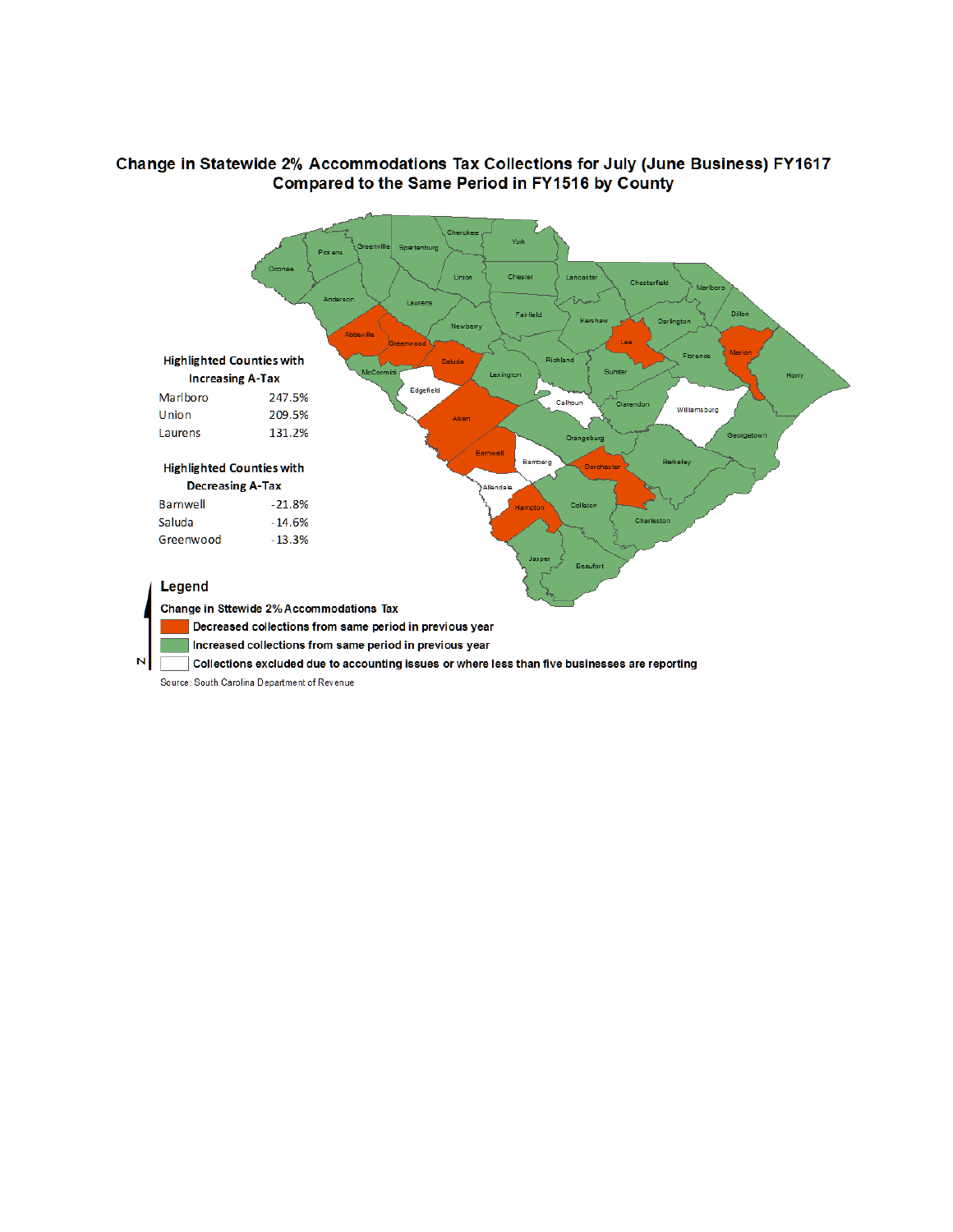# Change in Statewide 2% Accommodations Tax Collections for July (June Business) FY1617 Compared to the Same Period in FY1516 by County

**Highlighted Counties with Increasing A-Tax**

| | |
|---|---|
| Marlboro | 247.5% |
| Union | 209.5% |
| Laurens | 131.2% |

**Highlighted Counties with Decreasing A-Tax**

| | |
|---|---|
| Barnwell | -21.8% |
| Saluda | -14.6% |
| Greenwood | -13.3% |

Oconee
Pickens
Greenville
Spartanburg
Cherokee
York
Union
Chester
Lancaster
Chesterfield
Marlboro
Dillon
Anderson
Laurens
Fairfield
Kershaw
Darlington
Abbeville
Greenwood
Newberry
Lee
Marion
Florence
Saluda
Richland
McCormick
Lexington
Sumter
Horry
Edgefield
Calhoun
Clarendon
Williamsburg
Aiken
Orangeburg
Georgetown
Barnwell
Bamberg
Dorchester
Berkeley
Allendale
Hampton
Colleton
Charleston
Jasper
Beaufort

N

## Legend

Change in Sttewide 2% Accommodations Tax

Decreased collections from same period in previous year

Increased collections from same period in previous year

Collections excluded due to accounting issues or where less than five businesses are reporting

Source: South Carolina Department of Revenue